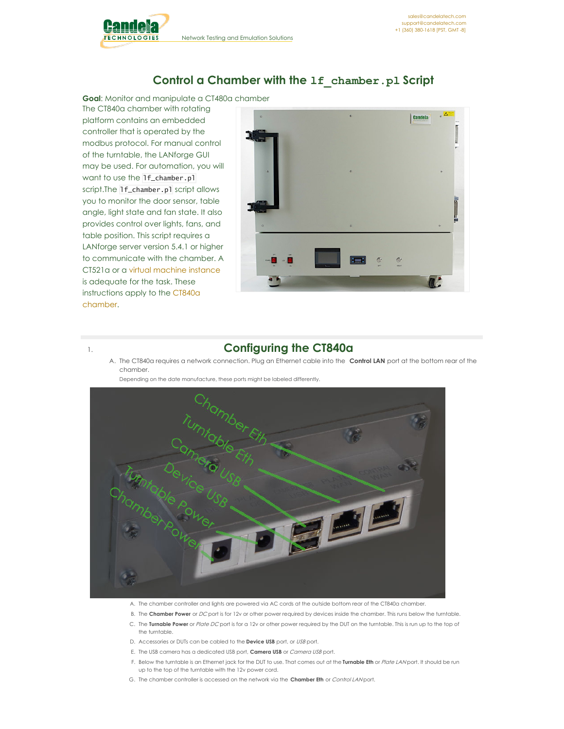# Control a Chamber with the `lf_chamber.pl` Script

**Goal**: Monitor and manipulate a CT480a chamber

The CT840a chamber with rotating platform contains an embedded controller that is operated by the modbus protocol. For manual control of the turntable, the LANforge GUI may be used. For automation, you will want to use the `lf_chamber.pl` script.The `lf_chamber.pl` script allows you to monitor the door sensor, table angle, light state and fan state. It also provides control over lights, fans, and table position. This script requires a LANforge server version 5.4.1 or higher to communicate with the chamber. A CT521a or a virtual machine instance is adequate for the task. These instructions apply to the CT840a chamber.

## 1. Configuring the CT840a

A. The CT840a requires a network connection. Plug an Ethernet cable into the **Control LAN** port at the bottom rear of the chamber.

Depending on the date manufacture, these ports might be labeled differently.

A. The chamber controller and lights are powered via AC cords at the outside bottom rear of the CT840a chamber.
B. The **Chamber Power** or *DC* port is for 12v or other power required by devices inside the chamber. This runs below the turntable.
C. The **Turnable Power** or *Plate DC* port is for a 12v or other power required by the DUT on the turntable. This is run up to the top of the turntable.
D. Accessories or DUTs can be cabled to the **Device USB** port, or *USB* port.
E. The USB camera has a dedicated USB port, **Camera USB** or *Camera USB* port.
F. Below the turntable is an Ethernet jack for the DUT to use. That comes out at the **Turnable Eth** or *Plate LAN* port. It should be run up to the top of the turntable with the 12v power cord.
G. The chamber controller is accessed on the network via the **Chamber Eth** or *Control LAN* port.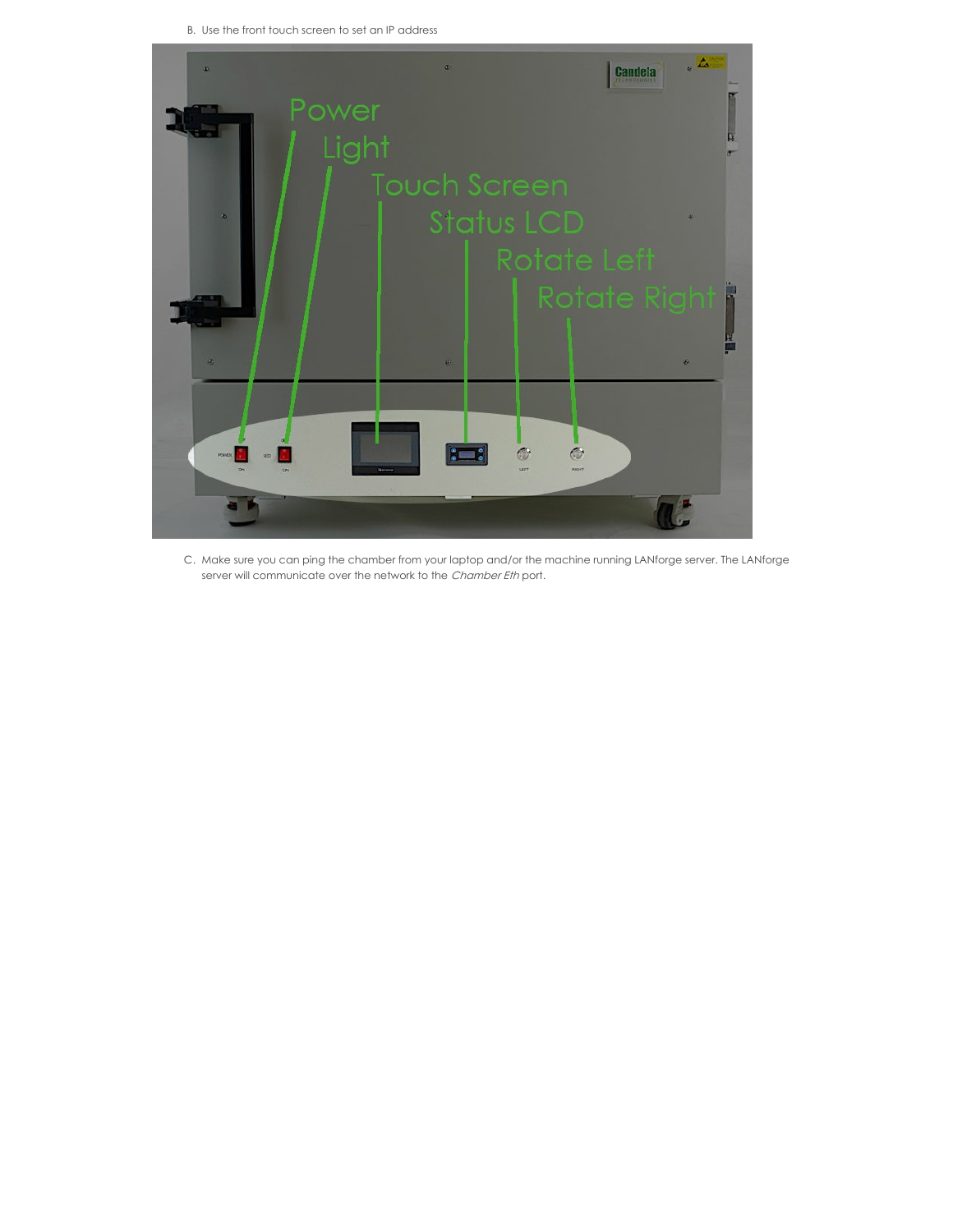B. Use the front touch screen to set an IP address

C. Make sure you can ping the chamber from your laptop and/or the machine running LANforge server. The LANforge server will communicate over the network to the *Chamber Eth* port.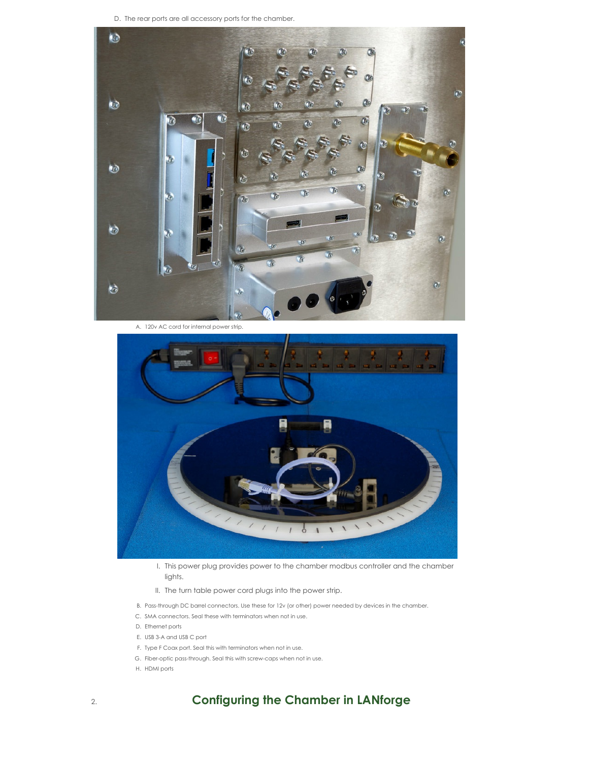D. The rear ports are all accessory ports for the chamber.

A. 120v AC cord for internal power strip.

I. This power plug provides power to the chamber modbus controller and the chamber lights.

II. The turn table power cord plugs into the power strip.

B. Pass-through DC barrel connectors. Use these for 12v (or other) power needed by devices in the chamber.

C. SMA connectors. Seal these with terminators when not in use.

D. Ethernet ports

E. USB 3-A and USB C port

F. Type F Coax port. Seal this with terminators when not in use.

G. Fiber-optic pass-through. Seal this with screw-caps when not in use.

H. HDMI ports

## 2. Configuring the Chamber in LANforge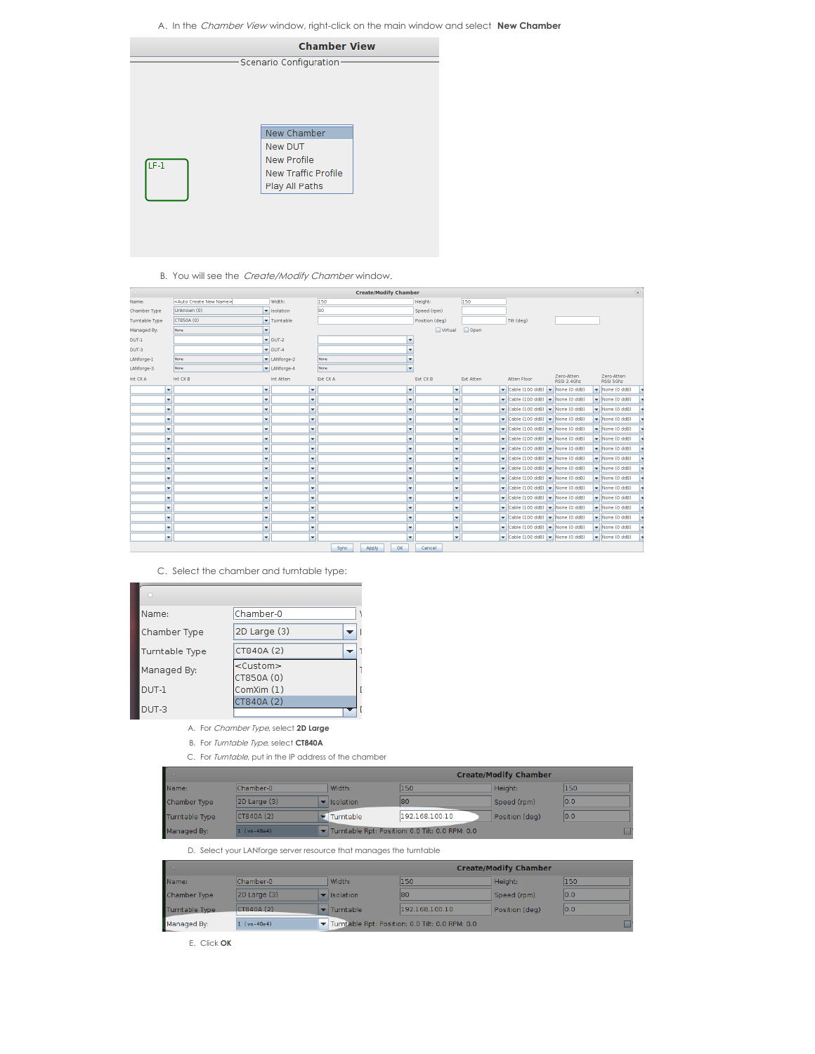A. In the *Chamber View* window, right-click on the main window and select **New Chamber**

B. You will see the *Create/Modify Chamber* window.

C. Select the chamber and turntable type:

A. For *Chamber Type*, select **2D Large**
B. For *Turntable Type*, select **CT840A**
C. For *Turntable*, put in the IP address of the chamber

D. Select your LANforge server resource that manages the turntable

E. Click **OK**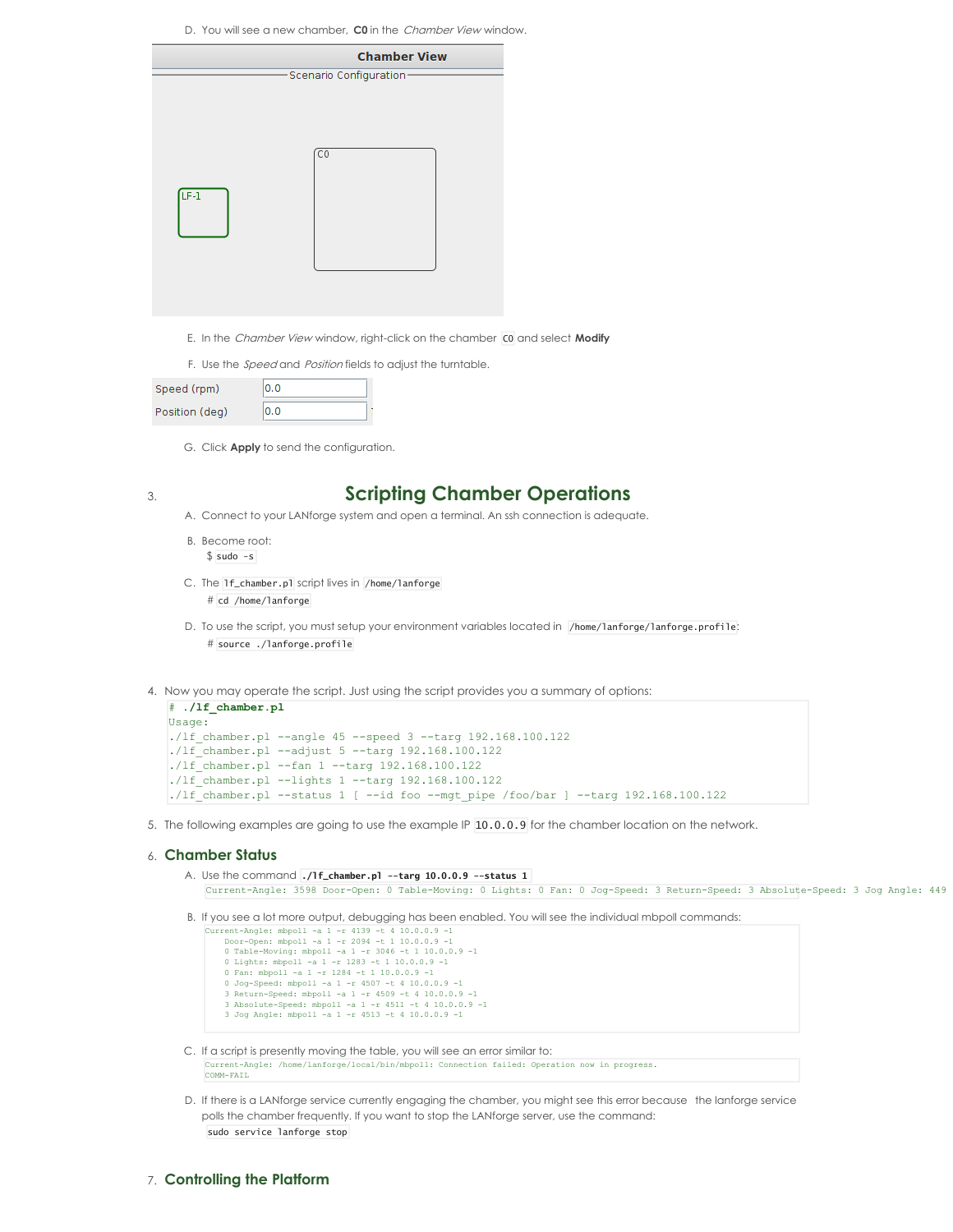D. You will see a new chamber, **C0** in the *Chamber View* window.

E. In the *Chamber View* window, right-click on the chamber `C0` and select **Modify**

F. Use the *Speed* and *Position* fields to adjust the turntable.

| Speed (rpm) | 0.0 |
| --- | --- |
| Position (deg) | 0.0 |

G. Click **Apply** to send the configuration.

3. ## Scripting Chamber Operations

   A. Connect to your LANforge system and open a terminal. An ssh connection is adequate.

   B. Become root:
   $ `sudo -s`

   C. The `lf_chamber.pl` script lives in `/home/lanforge`
   # `cd /home/lanforge`

   D. To use the script, you must setup your environment variables located in `/home/lanforge/lanforge.profile`:
   # `source ./lanforge.profile`

4. Now you may operate the script. Just using the script provides you a summary of options:

```
# ./lf_chamber.pl
Usage:
./lf_chamber.pl --angle 45 --speed 3 --targ 192.168.100.122
./lf_chamber.pl --adjust 5 --targ 192.168.100.122
./lf_chamber.pl --fan 1 --targ 192.168.100.122
./lf_chamber.pl --lights 1 --targ 192.168.100.122
./lf_chamber.pl --status 1 [ --id foo --mgt_pipe /foo/bar ] --targ 192.168.100.122
```

5. The following examples are going to use the example IP `10.0.0.9` for the chamber location on the network.

6. ### Chamber Status

   A. Use the command **`./lf_chamber.pl --targ 10.0.0.9 --status 1`**

```
Current-Angle: 3598 Door-Open: 0 Table-Moving: 0 Lights: 0 Fan: 0 Jog-Speed: 3 Return-Speed: 3 Absolute-Speed: 3 Jog Angle: 449
```

   B. If you see a lot more output, debugging has been enabled. You will see the individual mbpoll commands:

```
Current-Angle: mbpoll -a 1 -r 4139 -t 4 10.0.0.9 -1
   Door-Open: mbpoll -a 1 -r 2094 -t 1 10.0.0.9 -1
   0 Table-Moving: mbpoll -a 1 -r 3046 -t 1 10.0.0.9 -1
   0 Lights: mbpoll -a 1 -r 1283 -t 1 10.0.0.9 -1
   0 Fan: mbpoll -a 1 -r 1284 -t 1 10.0.0.9 -1
   0 Jog-Speed: mbpoll -a 1 -r 4507 -t 4 10.0.0.9 -1
   3 Return-Speed: mbpoll -a 1 -r 4509 -t 4 10.0.0.9 -1
   3 Absolute-Speed: mbpoll -a 1 -r 4511 -t 4 10.0.0.9 -1
   3 Jog Angle: mbpoll -a 1 -r 4513 -t 4 10.0.0.9 -1
```

   C. If a script is presently moving the table, you will see an error similar to:

```
Current-Angle: /home/lanforge/local/bin/mbpoll: Connection failed: Operation now in progress.
COMM-FAIL
```

   D. If there is a LANforge service currently engaging the chamber, you might see this error because the lanforge service polls the chamber frequently. If you want to stop the LANforge server, use the command:
   `sudo service lanforge stop`

7. ### Controlling the Platform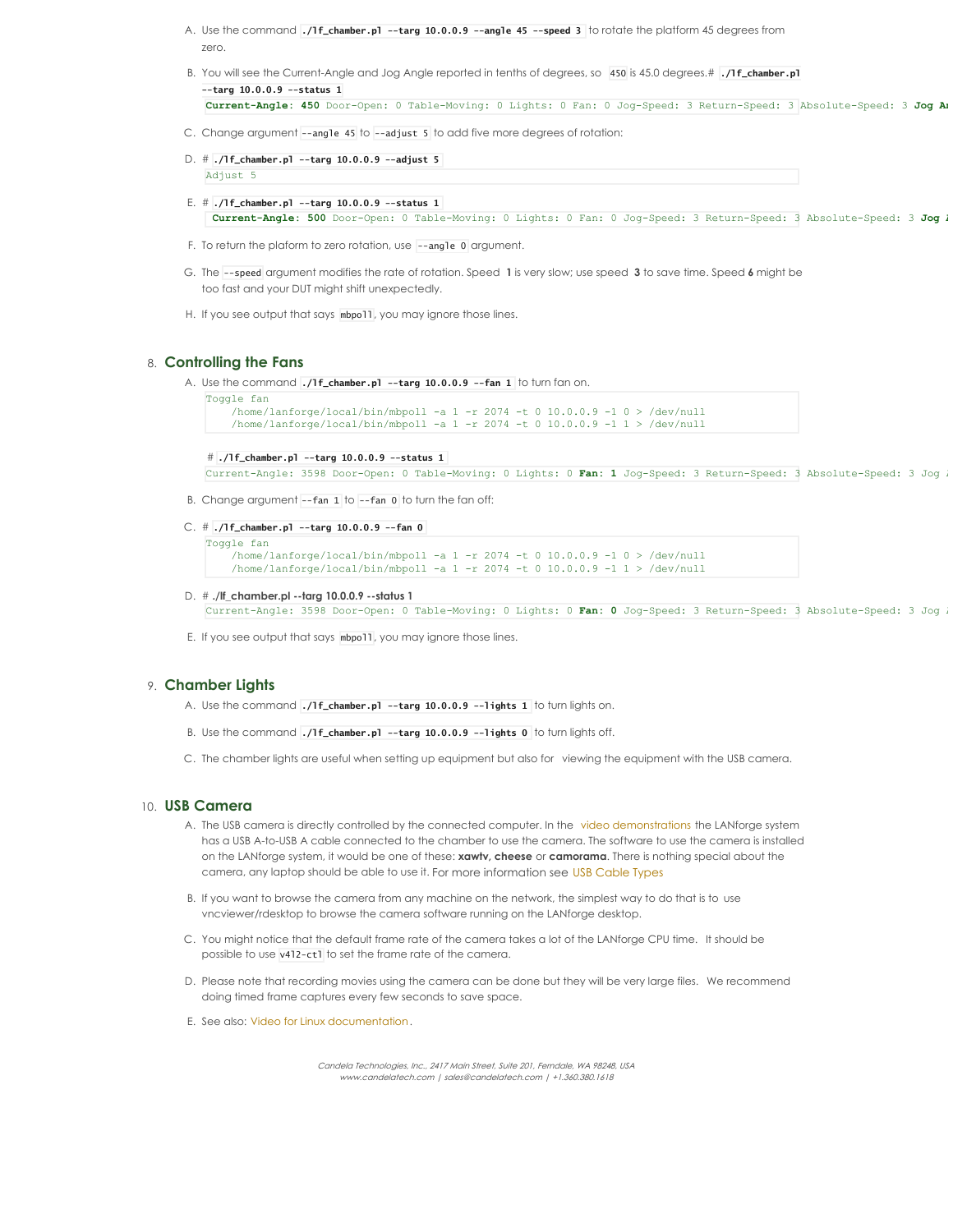A. Use the command `./lf_chamber.pl --targ 10.0.0.9 --angle 45 --speed 3` to rotate the platform 45 degrees from zero.

B. You will see the Current-Angle and Jog Angle reported in tenths of degrees, so `450` is 45.0 degrees.# `./lf_chamber.pl --targ 10.0.0.9 --status 1`

```
Current-Angle: 450 Door-Open: 0 Table-Moving: 0 Lights: 0 Fan: 0 Jog-Speed: 3 Return-Speed: 3 Absolute-Speed: 3 Jog An
```

C. Change argument `--angle 45` to `--adjust 5` to add five more degrees of rotation:

D. # `./lf_chamber.pl --targ 10.0.0.9 --adjust 5`

```
Adjust 5
```

E. # `./lf_chamber.pl --targ 10.0.0.9 --status 1`

```
Current-Angle: 500 Door-Open: 0 Table-Moving: 0 Lights: 0 Fan: 0 Jog-Speed: 3 Return-Speed: 3 Absolute-Speed: 3 Jog A
```

F. To return the plaform to zero rotation, use `--angle 0` argument.

G. The `--speed` argument modifies the rate of rotation. Speed **1** is very slow; use speed **3** to save time. Speed **6** might be too fast and your DUT might shift unexpectedly.

H. If you see output that says `mbpoll`, you may ignore those lines.

## 8. Controlling the Fans

A. Use the command `./lf_chamber.pl --targ 10.0.0.9 --fan 1` to turn fan on.

```
Toggle fan
    /home/lanforge/local/bin/mbpoll -a 1 -r 2074 -t 0 10.0.0.9 -1 0 > /dev/null
    /home/lanforge/local/bin/mbpoll -a 1 -r 2074 -t 0 10.0.0.9 -1 1 > /dev/null
```

# `./lf_chamber.pl --targ 10.0.0.9 --status 1`

```
Current-Angle: 3598 Door-Open: 0 Table-Moving: 0 Lights: 0 Fan: 1 Jog-Speed: 3 Return-Speed: 3 Absolute-Speed: 3 Jog A
```

B. Change argument `--fan 1` to `--fan 0` to turn the fan off:

C. # `./lf_chamber.pl --targ 10.0.0.9 --fan 0`

```
Toggle fan
    /home/lanforge/local/bin/mbpoll -a 1 -r 2074 -t 0 10.0.0.9 -1 0 > /dev/null
    /home/lanforge/local/bin/mbpoll -a 1 -r 2074 -t 0 10.0.0.9 -1 1 > /dev/null
```

D. # **./lf_chamber.pl --targ 10.0.0.9 --status 1**

```
Current-Angle: 3598 Door-Open: 0 Table-Moving: 0 Lights: 0 Fan: 0 Jog-Speed: 3 Return-Speed: 3 Absolute-Speed: 3 Jog A
```

E. If you see output that says `mbpoll`, you may ignore those lines.

## 9. Chamber Lights

A. Use the command `./lf_chamber.pl --targ 10.0.0.9 --lights 1` to turn lights on.

B. Use the command `./lf_chamber.pl --targ 10.0.0.9 --lights 0` to turn lights off.

C. The chamber lights are useful when setting up equipment but also for viewing the equipment with the USB camera.

## 10. USB Camera

A. The USB camera is directly controlled by the connected computer. In the video demonstrations the LANforge system has a USB A-to-USB A cable connected to the chamber to use the camera. The software to use the camera is installed on the LANforge system, it would be one of these: **xawtv**, **cheese** or **camorama**. There is nothing special about the camera, any laptop should be able to use it. For more information see USB Cable Types

B. If you want to browse the camera from any machine on the network, the simplest way to do that is to use vncviewer/rdesktop to browse the camera software running on the LANforge desktop.

C. You might notice that the default frame rate of the camera takes a lot of the LANforge CPU time. It should be possible to use `v4l2-ctl` to set the frame rate of the camera.

D. Please note that recording movies using the camera can be done but they will be very large files. We recommend doing timed frame captures every few seconds to save space.

E. See also: Video for Linux documentation.